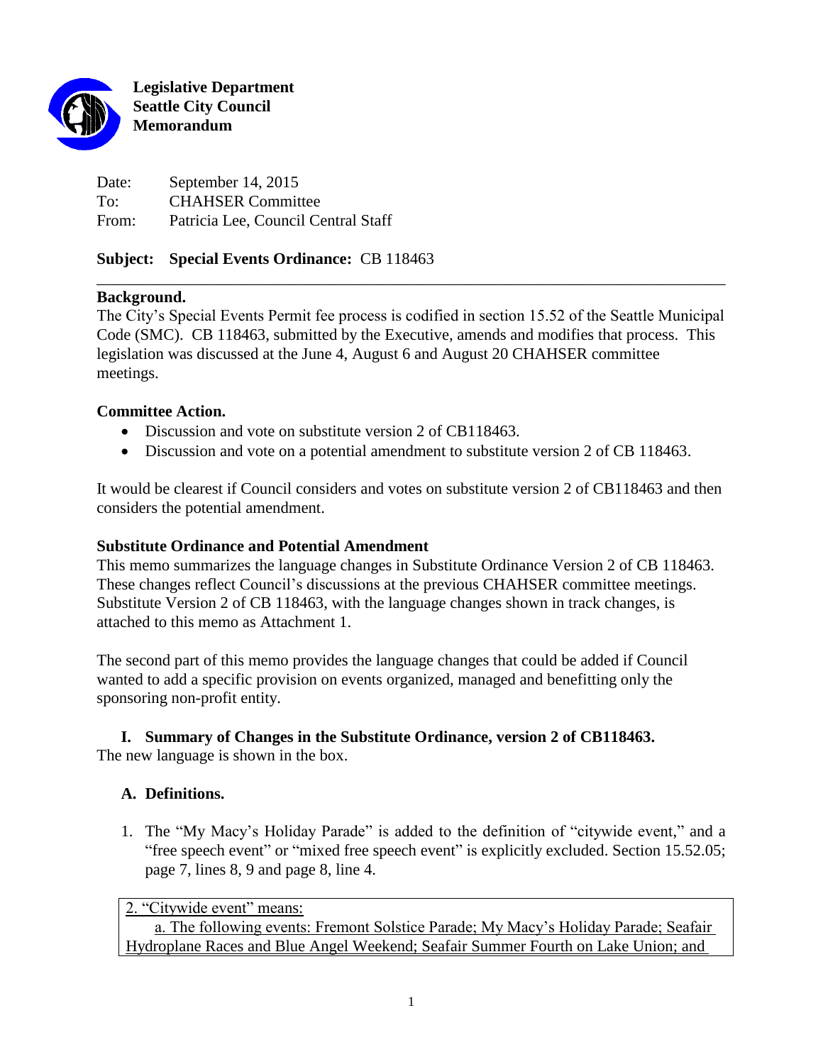**Legislative Department**
**Seattle City Council**
**Memorandum**

Date: September 14, 2015
To: CHAHSER Committee
From: Patricia Lee, Council Central Staff

**Subject: Special Events Ordinance:** CB 118463

---

**Background.**
The City's Special Events Permit fee process is codified in section 15.52 of the Seattle Municipal Code (SMC). CB 118463, submitted by the Executive, amends and modifies that process. This legislation was discussed at the June 4, August 6 and August 20 CHAHSER committee meetings.

**Committee Action.**

- Discussion and vote on substitute version 2 of CB118463.
- Discussion and vote on a potential amendment to substitute version 2 of CB 118463.

It would be clearest if Council considers and votes on substitute version 2 of CB118463 and then considers the potential amendment.

**Substitute Ordinance and Potential Amendment**
This memo summarizes the language changes in Substitute Ordinance Version 2 of CB 118463. These changes reflect Council's discussions at the previous CHAHSER committee meetings. Substitute Version 2 of CB 118463, with the language changes shown in track changes, is attached to this memo as Attachment 1.

The second part of this memo provides the language changes that could be added if Council wanted to add a specific provision on events organized, managed and benefitting only the sponsoring non-profit entity.

**I. Summary of Changes in the Substitute Ordinance, version 2 of CB118463.**
The new language is shown in the box.

**A. Definitions.**

1. The "My Macy's Holiday Parade" is added to the definition of "citywide event," and a "free speech event" or "mixed free speech event" is explicitly excluded. Section 15.52.05; page 7, lines 8, 9 and page 8, line 4.

> 2. "Citywide event" means:
> a. The following events: Fremont Solstice Parade; My Macy's Holiday Parade; Seafair Hydroplane Races and Blue Angel Weekend; Seafair Summer Fourth on Lake Union; and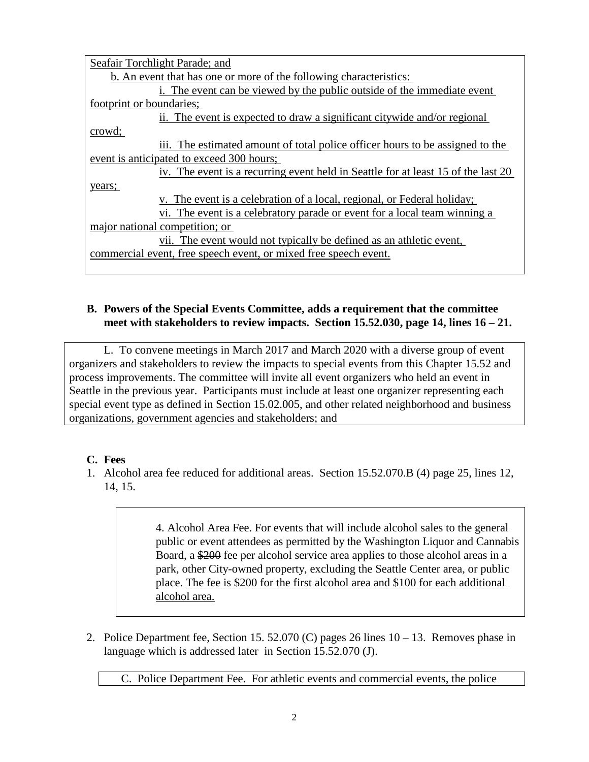Seafair Torchlight Parade; and

b. An event that has one or more of the following characteristics:

i. The event can be viewed by the public outside of the immediate event footprint or boundaries;

ii. The event is expected to draw a significant citywide and/or regional crowd;

iii. The estimated amount of total police officer hours to be assigned to the event is anticipated to exceed 300 hours;

iv. The event is a recurring event held in Seattle for at least 15 of the last 20 years;

v. The event is a celebration of a local, regional, or Federal holiday;

vi. The event is a celebratory parade or event for a local team winning a major national competition; or

vii. The event would not typically be defined as an athletic event, commercial event, free speech event, or mixed free speech event.

**B. Powers of the Special Events Committee, adds a requirement that the committee meet with stakeholders to review impacts. Section 15.52.030, page 14, lines 16 – 21.**

L. To convene meetings in March 2017 and March 2020 with a diverse group of event organizers and stakeholders to review the impacts to special events from this Chapter 15.52 and process improvements. The committee will invite all event organizers who held an event in Seattle in the previous year. Participants must include at least one organizer representing each special event type as defined in Section 15.02.005, and other related neighborhood and business organizations, government agencies and stakeholders; and

**C. Fees**

1. Alcohol area fee reduced for additional areas. Section 15.52.070.B (4) page 25, lines 12, 14, 15.

   4. Alcohol Area Fee. For events that will include alcohol sales to the general public or event attendees as permitted by the Washington Liquor and Cannabis Board, a ~~$200~~ fee per alcohol service area applies to those alcohol areas in a park, other City-owned property, excluding the Seattle Center area, or public place. The fee is $200 for the first alcohol area and $100 for each additional alcohol area.

2. Police Department fee, Section 15. 52.070 (C) pages 26 lines 10 – 13. Removes phase in language which is addressed later in Section 15.52.070 (J).

   C. Police Department Fee. For athletic events and commercial events, the police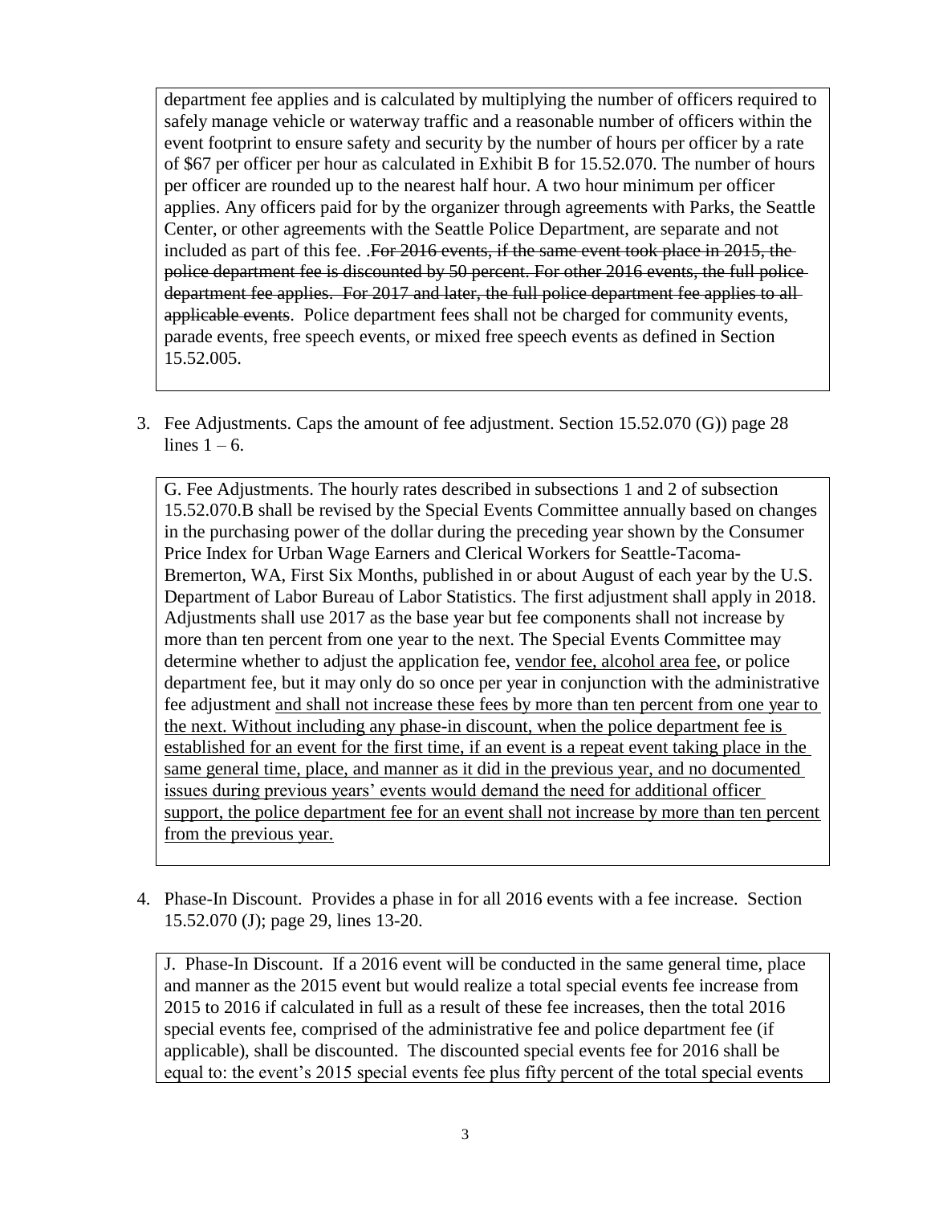department fee applies and is calculated by multiplying the number of officers required to safely manage vehicle or waterway traffic and a reasonable number of officers within the event footprint to ensure safety and security by the number of hours per officer by a rate of $67 per officer per hour as calculated in Exhibit B for 15.52.070. The number of hours per officer are rounded up to the nearest half hour. A two hour minimum per officer applies. Any officers paid for by the organizer through agreements with Parks, the Seattle Center, or other agreements with the Seattle Police Department, are separate and not included as part of this fee. .~~For 2016 events, if the same event took place in 2015, the police department fee is discounted by 50 percent. For other 2016 events, the full police department fee applies. For 2017 and later, the full police department fee applies to all applicable events~~. Police department fees shall not be charged for community events, parade events, free speech events, or mixed free speech events as defined in Section 15.52.005.

3. Fee Adjustments. Caps the amount of fee adjustment. Section 15.52.070 (G)) page 28 lines 1 – 6.

G. Fee Adjustments. The hourly rates described in subsections 1 and 2 of subsection 15.52.070.B shall be revised by the Special Events Committee annually based on changes in the purchasing power of the dollar during the preceding year shown by the Consumer Price Index for Urban Wage Earners and Clerical Workers for Seattle-Tacoma-Bremerton, WA, First Six Months, published in or about August of each year by the U.S. Department of Labor Bureau of Labor Statistics. The first adjustment shall apply in 2018. Adjustments shall use 2017 as the base year but fee components shall not increase by more than ten percent from one year to the next. The Special Events Committee may determine whether to adjust the application fee, <u>vendor fee, alcohol area fee</u>, or police department fee, but it may only do so once per year in conjunction with the administrative fee adjustment <u>and shall not increase these fees by more than ten percent from one year to the next. Without including any phase-in discount, when the police department fee is established for an event for the first time, if an event is a repeat event taking place in the same general time, place, and manner as it did in the previous year, and no documented issues during previous years' events would demand the need for additional officer support, the police department fee for an event shall not increase by more than ten percent from the previous year.</u>

4. Phase-In Discount. Provides a phase in for all 2016 events with a fee increase. Section 15.52.070 (J); page 29, lines 13-20.

J. Phase-In Discount. If a 2016 event will be conducted in the same general time, place and manner as the 2015 event but would realize a total special events fee increase from 2015 to 2016 if calculated in full as a result of these fee increases, then the total 2016 special events fee, comprised of the administrative fee and police department fee (if applicable), shall be discounted. The discounted special events fee for 2016 shall be equal to: the event's 2015 special events fee plus fifty percent of the total special events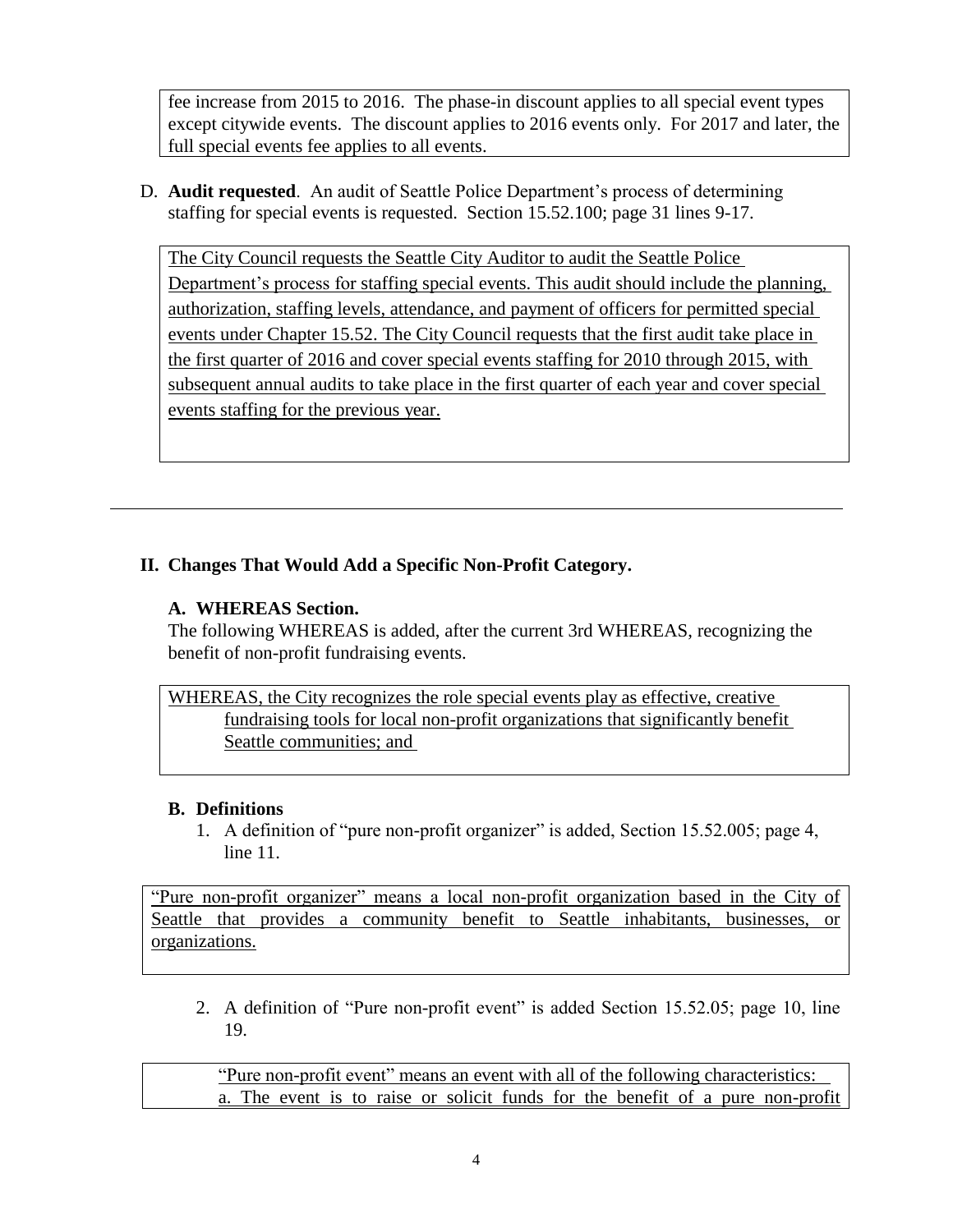fee increase from 2015 to 2016. The phase-in discount applies to all special event types except citywide events. The discount applies to 2016 events only. For 2017 and later, the full special events fee applies to all events.

D. **Audit requested**. An audit of Seattle Police Department's process of determining staffing for special events is requested. Section 15.52.100; page 31 lines 9-17.

> <u>The City Council requests the Seattle City Auditor to audit the Seattle Police Department's process for staffing special events. This audit should include the planning, authorization, staffing levels, attendance, and payment of officers for permitted special events under Chapter 15.52. The City Council requests that the first audit take place in the first quarter of 2016 and cover special events staffing for 2010 through 2015, with subsequent annual audits to take place in the first quarter of each year and cover special events staffing for the previous year.</u>

---

## II. Changes That Would Add a Specific Non-Profit Category.

### A. WHEREAS Section.

The following WHEREAS is added, after the current 3rd WHEREAS, recognizing the benefit of non-profit fundraising events.

> <u>WHEREAS, the City recognizes the role special events play as effective, creative fundraising tools for local non-profit organizations that significantly benefit Seattle communities; and</u>

### B. Definitions

1. A definition of "pure non-profit organizer" is added, Section 15.52.005; page 4, line 11.

> <u>"Pure non-profit organizer" means a local non-profit organization based in the City of Seattle that provides a community benefit to Seattle inhabitants, businesses, or organizations.</u>

2. A definition of "Pure non-profit event" is added Section 15.52.05; page 10, line 19.

> <u>"Pure non-profit event" means an event with all of the following characteristics:</u>
> <u>a. The event is to raise or solicit funds for the benefit of a pure non-profit</u>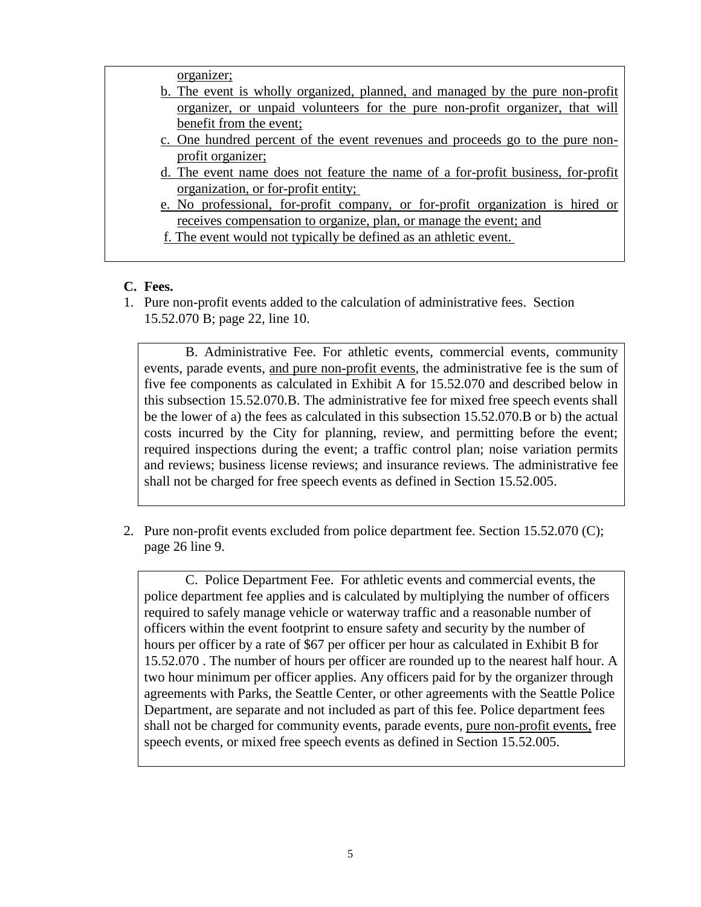organizer;

b. The event is wholly organized, planned, and managed by the pure non-profit organizer, or unpaid volunteers for the pure non-profit organizer, that will benefit from the event;

c. One hundred percent of the event revenues and proceeds go to the pure non-profit organizer;

d. The event name does not feature the name of a for-profit business, for-profit organization, or for-profit entity;

e. No professional, for-profit company, or for-profit organization is hired or receives compensation to organize, plan, or manage the event; and

f. The event would not typically be defined as an athletic event.

**C. Fees.**

1. Pure non-profit events added to the calculation of administrative fees. Section 15.52.070 B; page 22, line 10.

> B. Administrative Fee. For athletic events, commercial events, community events, parade events, and pure non-profit events, the administrative fee is the sum of five fee components as calculated in Exhibit A for 15.52.070 and described below in this subsection 15.52.070.B. The administrative fee for mixed free speech events shall be the lower of a) the fees as calculated in this subsection 15.52.070.B or b) the actual costs incurred by the City for planning, review, and permitting before the event; required inspections during the event; a traffic control plan; noise variation permits and reviews; business license reviews; and insurance reviews. The administrative fee shall not be charged for free speech events as defined in Section 15.52.005.

2. Pure non-profit events excluded from police department fee. Section 15.52.070 (C); page 26 line 9.

> C. Police Department Fee. For athletic events and commercial events, the police department fee applies and is calculated by multiplying the number of officers required to safely manage vehicle or waterway traffic and a reasonable number of officers within the event footprint to ensure safety and security by the number of hours per officer by a rate of $67 per officer per hour as calculated in Exhibit B for 15.52.070 . The number of hours per officer are rounded up to the nearest half hour. A two hour minimum per officer applies. Any officers paid for by the organizer through agreements with Parks, the Seattle Center, or other agreements with the Seattle Police Department, are separate and not included as part of this fee. Police department fees shall not be charged for community events, parade events, pure non-profit events, free speech events, or mixed free speech events as defined in Section 15.52.005.